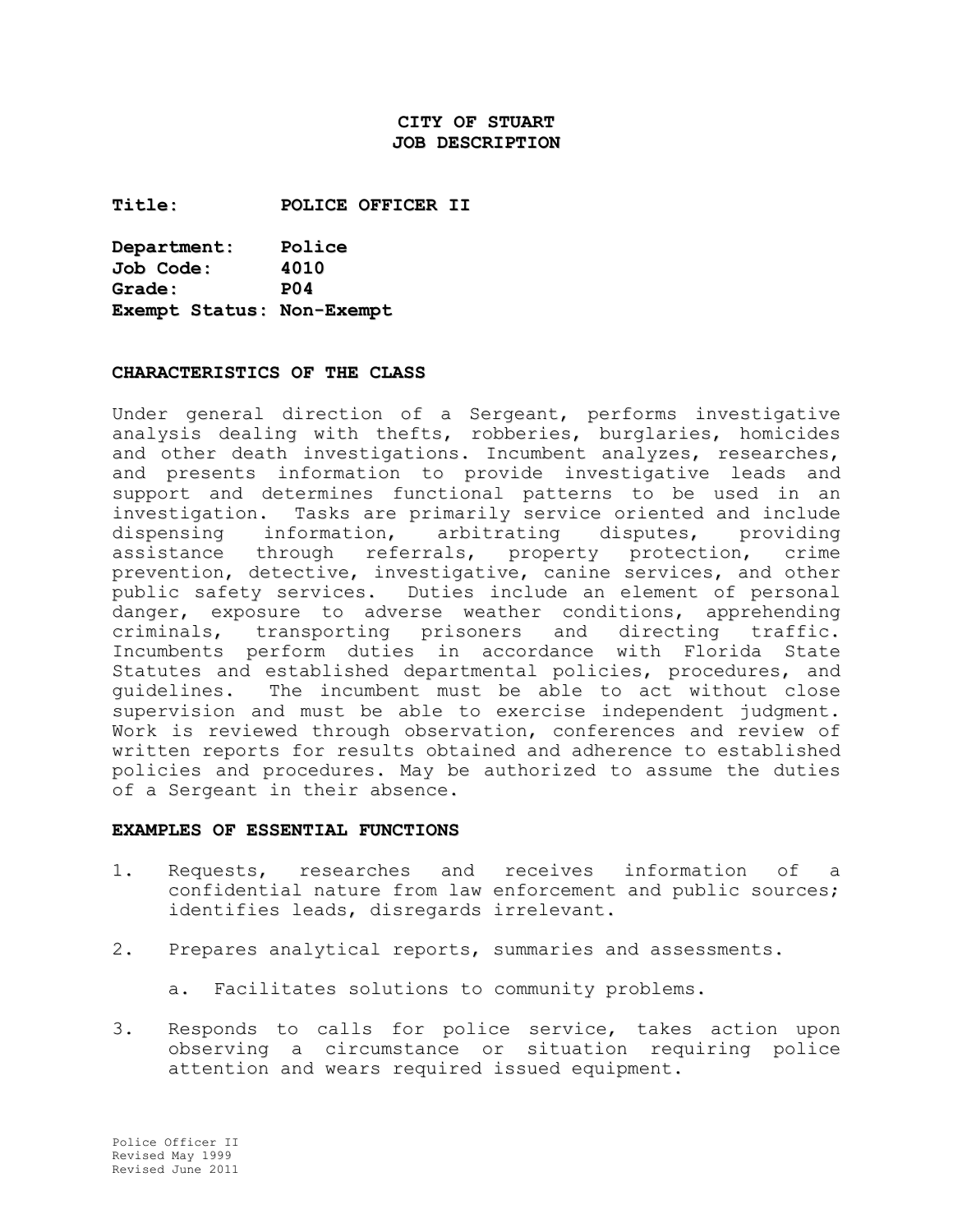# CITY OF STUART
# JOB DESCRIPTION

**Title:** POLICE OFFICER II

**Department:** Police
**Job Code:** 4010
**Grade:** P04
**Exempt Status:** Non-Exempt

## CHARACTERISTICS OF THE CLASS

Under general direction of a Sergeant, performs investigative analysis dealing with thefts, robberies, burglaries, homicides and other death investigations. Incumbent analyzes, researches, and presents information to provide investigative leads and support and determines functional patterns to be used in an investigation. Tasks are primarily service oriented and include dispensing information, arbitrating disputes, providing assistance through referrals, property protection, crime prevention, detective, investigative, canine services, and other public safety services. Duties include an element of personal danger, exposure to adverse weather conditions, apprehending criminals, transporting prisoners and directing traffic. Incumbents perform duties in accordance with Florida State Statutes and established departmental policies, procedures, and guidelines. The incumbent must be able to act without close supervision and must be able to exercise independent judgment. Work is reviewed through observation, conferences and review of written reports for results obtained and adherence to established policies and procedures. May be authorized to assume the duties of a Sergeant in their absence.

## EXAMPLES OF ESSENTIAL FUNCTIONS

1. Requests, researches and receives information of a confidential nature from law enforcement and public sources; identifies leads, disregards irrelevant.

2. Prepares analytical reports, summaries and assessments.

   a. Facilitates solutions to community problems.

3. Responds to calls for police service, takes action upon observing a circumstance or situation requiring police attention and wears required issued equipment.

Police Officer II
Revised May 1999
Revised June 2011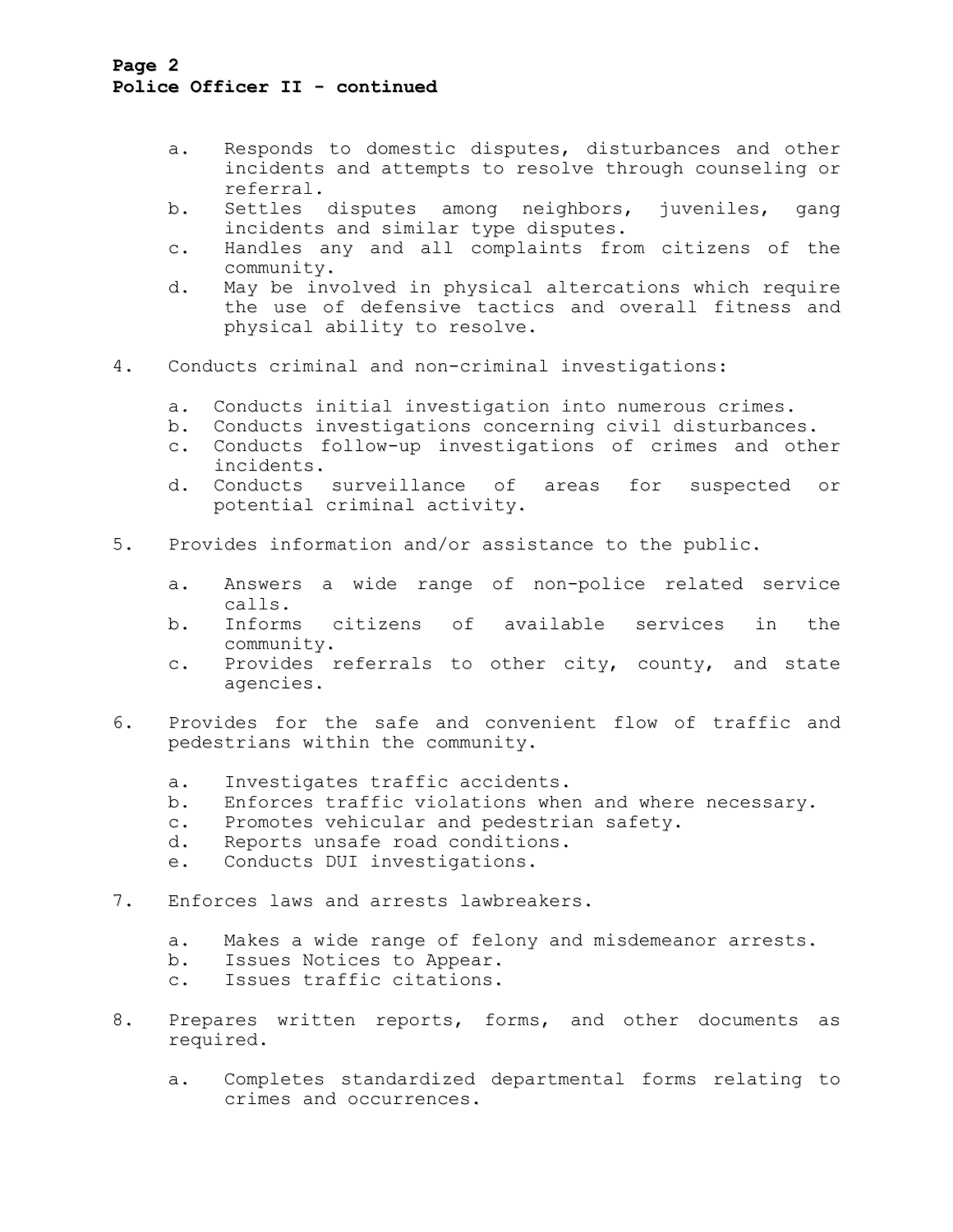a. Responds to domestic disputes, disturbances and other incidents and attempts to resolve through counseling or referral.
b. Settles disputes among neighbors, juveniles, gang incidents and similar type disputes.
c. Handles any and all complaints from citizens of the community.
d. May be involved in physical altercations which require the use of defensive tactics and overall fitness and physical ability to resolve.

4. Conducts criminal and non-criminal investigations:

   a. Conducts initial investigation into numerous crimes.
   b. Conducts investigations concerning civil disturbances.
   c. Conducts follow-up investigations of crimes and other incidents.
   d. Conducts surveillance of areas for suspected or potential criminal activity.

5. Provides information and/or assistance to the public.

   a. Answers a wide range of non-police related service calls.
   b. Informs citizens of available services in the community.
   c. Provides referrals to other city, county, and state agencies.

6. Provides for the safe and convenient flow of traffic and pedestrians within the community.

   a. Investigates traffic accidents.
   b. Enforces traffic violations when and where necessary.
   c. Promotes vehicular and pedestrian safety.
   d. Reports unsafe road conditions.
   e. Conducts DUI investigations.

7. Enforces laws and arrests lawbreakers.

   a. Makes a wide range of felony and misdemeanor arrests.
   b. Issues Notices to Appear.
   c. Issues traffic citations.

8. Prepares written reports, forms, and other documents as required.

   a. Completes standardized departmental forms relating to crimes and occurrences.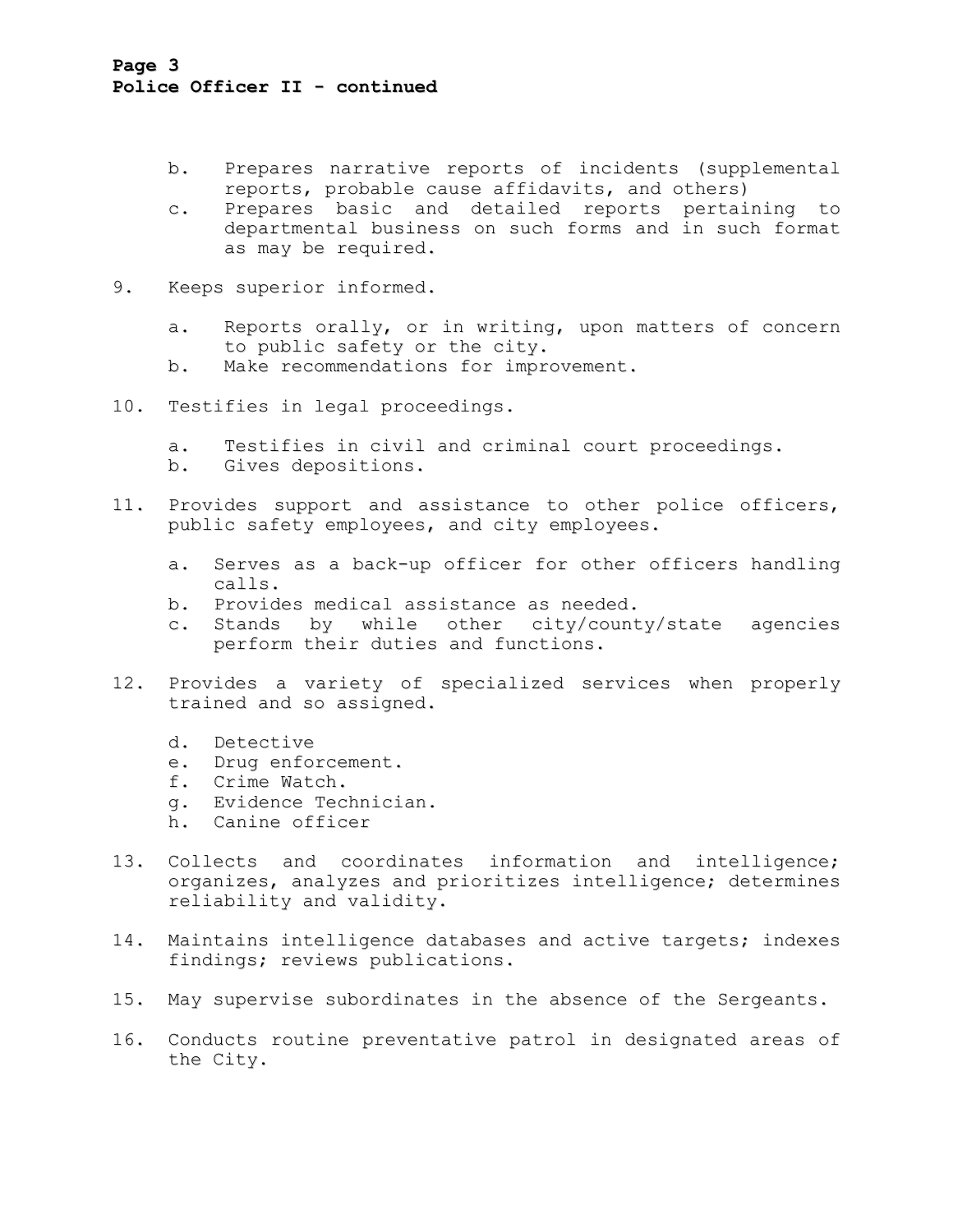b. Prepares narrative reports of incidents (supplemental reports, probable cause affidavits, and others)
c. Prepares basic and detailed reports pertaining to departmental business on such forms and in such format as may be required.

9. Keeps superior informed.

   a. Reports orally, or in writing, upon matters of concern to public safety or the city.
   b. Make recommendations for improvement.

10. Testifies in legal proceedings.

    a. Testifies in civil and criminal court proceedings.
    b. Gives depositions.

11. Provides support and assistance to other police officers, public safety employees, and city employees.

    a. Serves as a back-up officer for other officers handling calls.
    b. Provides medical assistance as needed.
    c. Stands by while other city/county/state agencies perform their duties and functions.

12. Provides a variety of specialized services when properly trained and so assigned.

    d. Detective
    e. Drug enforcement.
    f. Crime Watch.
    g. Evidence Technician.
    h. Canine officer

13. Collects and coordinates information and intelligence; organizes, analyzes and prioritizes intelligence; determines reliability and validity.

14. Maintains intelligence databases and active targets; indexes findings; reviews publications.

15. May supervise subordinates in the absence of the Sergeants.

16. Conducts routine preventative patrol in designated areas of the City.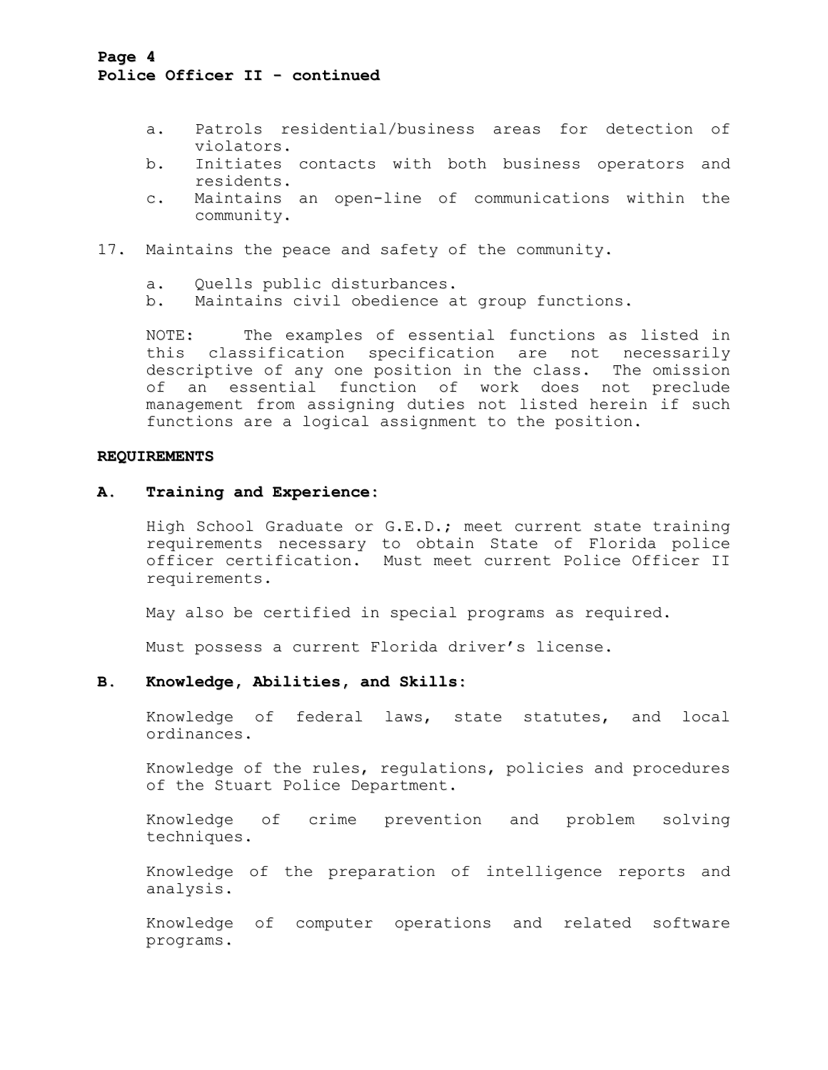**Police Officer II - continued**

a. Patrols residential/business areas for detection of violators.
b. Initiates contacts with both business operators and residents.
c. Maintains an open-line of communications within the community.

17. Maintains the peace and safety of the community.

    a. Quells public disturbances.
    b. Maintains civil obedience at group functions.

    NOTE: The examples of essential functions as listed in this classification specification are not necessarily descriptive of any one position in the class. The omission of an essential function of work does not preclude management from assigning duties not listed herein if such functions are a logical assignment to the position.

## REQUIREMENTS

### A. Training and Experience:

High School Graduate or G.E.D.; meet current state training requirements necessary to obtain State of Florida police officer certification. Must meet current Police Officer II requirements.

May also be certified in special programs as required.

Must possess a current Florida driver's license.

### B. Knowledge, Abilities, and Skills:

Knowledge of federal laws, state statutes, and local ordinances.

Knowledge of the rules, regulations, policies and procedures of the Stuart Police Department.

Knowledge of crime prevention and problem solving techniques.

Knowledge of the preparation of intelligence reports and analysis.

Knowledge of computer operations and related software programs.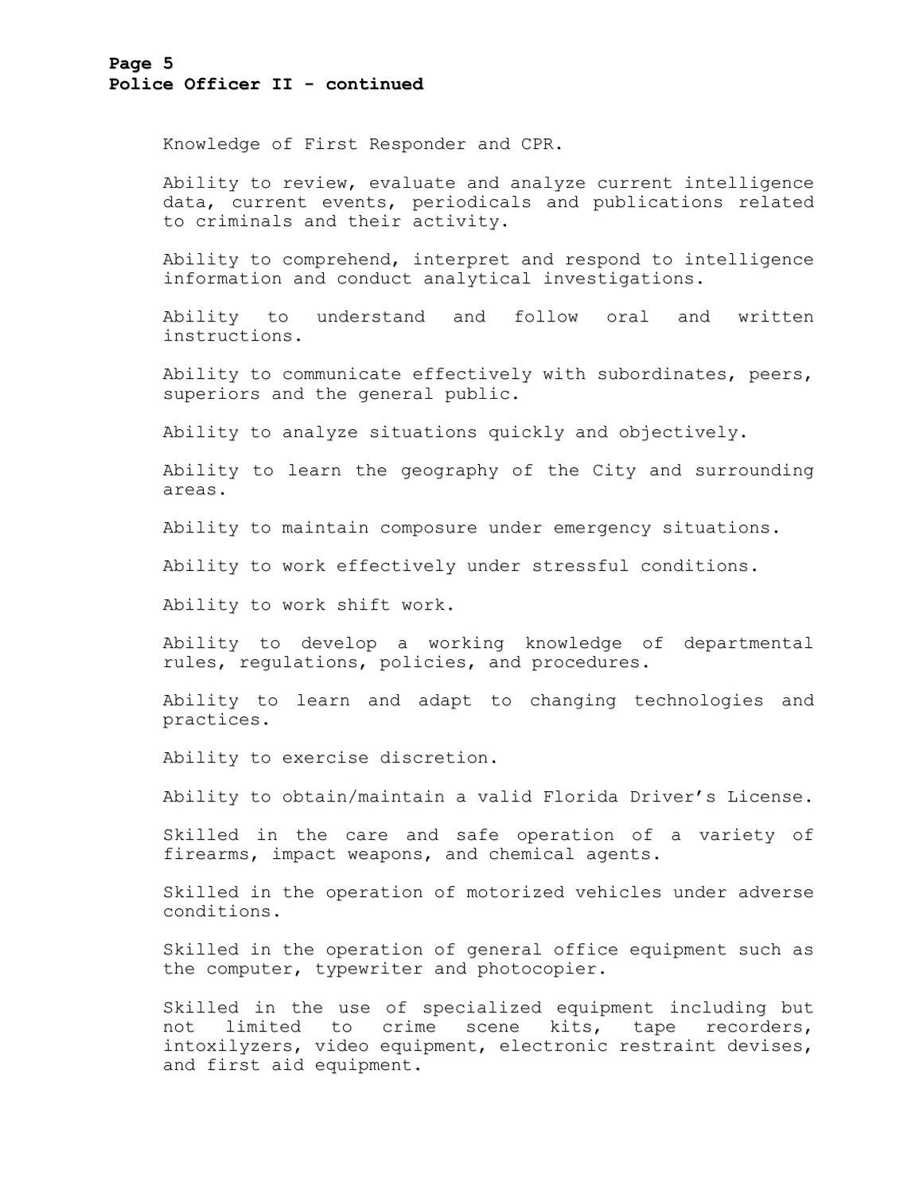Knowledge of First Responder and CPR.

Ability to review, evaluate and analyze current intelligence data, current events, periodicals and publications related to criminals and their activity.

Ability to comprehend, interpret and respond to intelligence information and conduct analytical investigations.

Ability to understand and follow oral and written instructions.

Ability to communicate effectively with subordinates, peers, superiors and the general public.

Ability to analyze situations quickly and objectively.

Ability to learn the geography of the City and surrounding areas.

Ability to maintain composure under emergency situations.

Ability to work effectively under stressful conditions.

Ability to work shift work.

Ability to develop a working knowledge of departmental rules, regulations, policies, and procedures.

Ability to learn and adapt to changing technologies and practices.

Ability to exercise discretion.

Ability to obtain/maintain a valid Florida Driver's License.

Skilled in the care and safe operation of a variety of firearms, impact weapons, and chemical agents.

Skilled in the operation of motorized vehicles under adverse conditions.

Skilled in the operation of general office equipment such as the computer, typewriter and photocopier.

Skilled in the use of specialized equipment including but not limited to crime scene kits, tape recorders, intoxilyzers, video equipment, electronic restraint devises, and first aid equipment.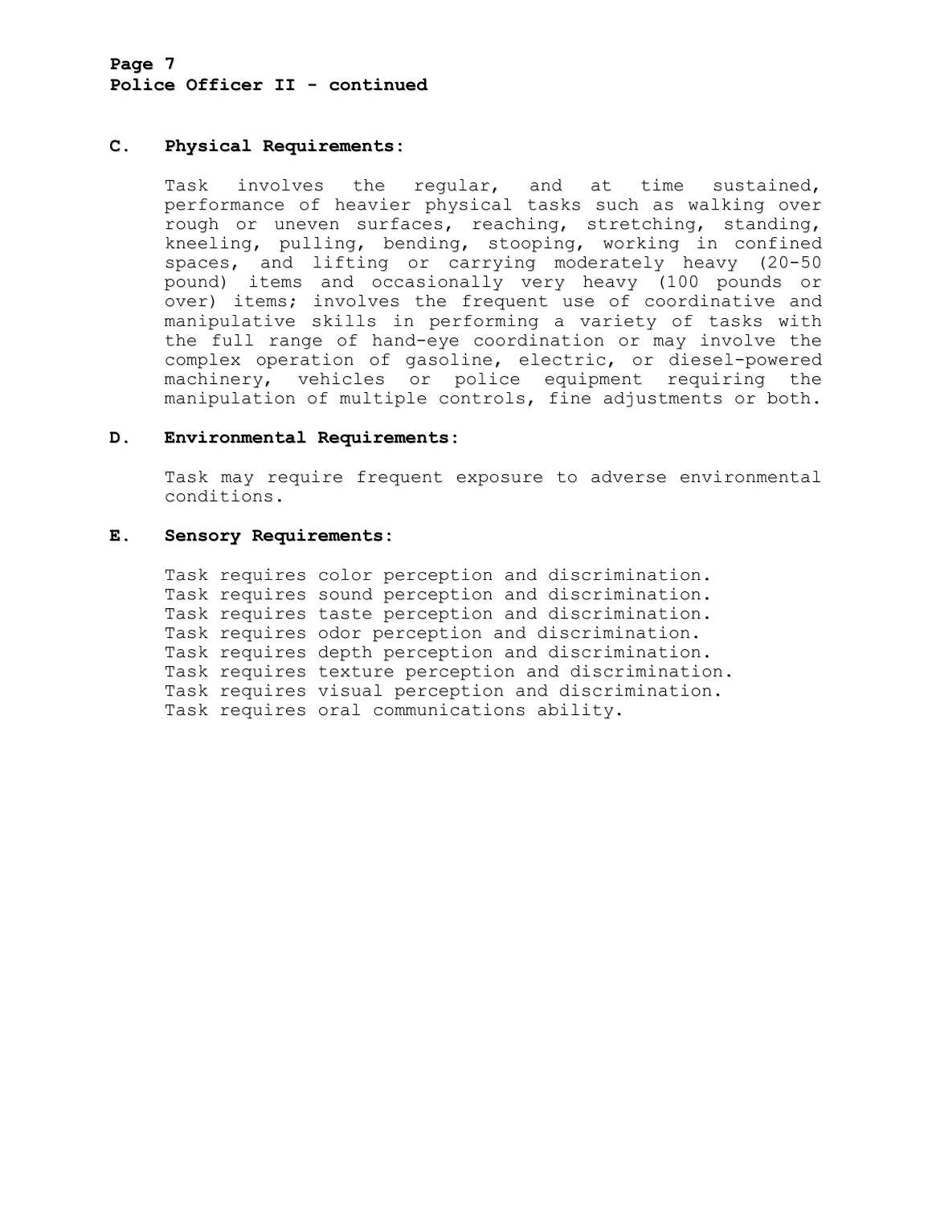**Police Officer II - continued**

**C. Physical Requirements:**

Task involves the regular, and at time sustained, performance of heavier physical tasks such as walking over rough or uneven surfaces, reaching, stretching, standing, kneeling, pulling, bending, stooping, working in confined spaces, and lifting or carrying moderately heavy (20-50 pound) items and occasionally very heavy (100 pounds or over) items; involves the frequent use of coordinative and manipulative skills in performing a variety of tasks with the full range of hand-eye coordination or may involve the complex operation of gasoline, electric, or diesel-powered machinery, vehicles or police equipment requiring the manipulation of multiple controls, fine adjustments or both.

**D. Environmental Requirements:**

Task may require frequent exposure to adverse environmental conditions.

**E. Sensory Requirements:**

Task requires color perception and discrimination.
Task requires sound perception and discrimination.
Task requires taste perception and discrimination.
Task requires odor perception and discrimination.
Task requires depth perception and discrimination.
Task requires texture perception and discrimination.
Task requires visual perception and discrimination.
Task requires oral communications ability.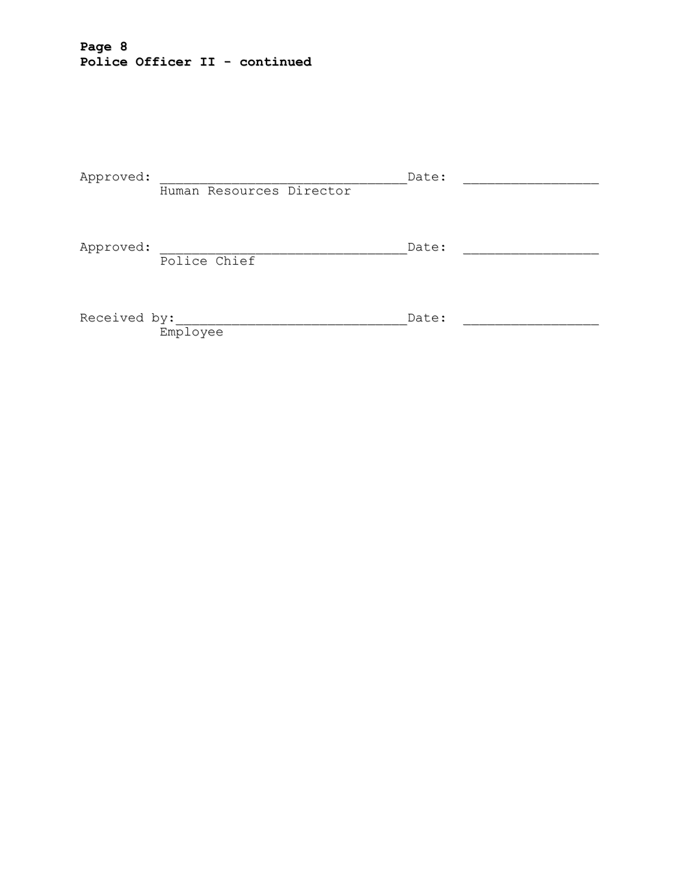**Page 8**
**Police Officer II - continued**

Approved: ________________________________Date: _________________
Human Resources Director

Approved: ________________________________Date: _________________
Police Chief

Received by:______________________________Date: _________________
Employee